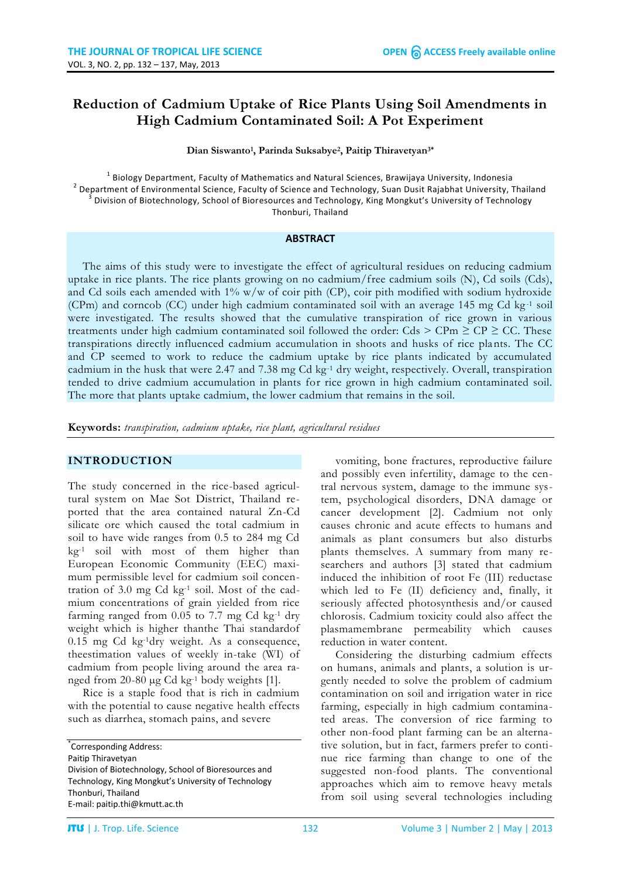# Reduction of Cadmium Uptake of Rice Plants Using Soil Amendments in High Cadmium Contaminated Soil: A Pot Experiment

**Dian Siswanto[1], Parinda Suksabye[2], Paitip Thiravetyan[3*]**

[1] Biology Department, Faculty of Mathematics and Natural Sciences, Brawijaya University, Indonesia
[2] Department of Environmental Science, Faculty of Science and Technology, Suan Dusit Rajabhat University, Thailand
[3] Division of Biotechnology, School of Bioresources and Technology, King Mongkut's University of Technology Thonburi, Thailand

## ABSTRACT

The aims of this study were to investigate the effect of agricultural residues on reducing cadmium uptake in rice plants. The rice plants growing on no cadmium/free cadmium soils (N), Cd soils (Cds), and Cd soils each amended with 1% w/w of coir pith (CP), coir pith modified with sodium hydroxide (CPm) and corncob (CC) under high cadmium contaminated soil with an average 145 mg Cd kg$^{-1}$ soil were investigated. The results showed that the cumulative transpiration of rice grown in various treatments under high cadmium contaminated soil followed the order: Cds > CPm ≥ CP ≥ CC. These transpirations directly influenced cadmium accumulation in shoots and husks of rice plants. The CC and CP seemed to work to reduce the cadmium uptake by rice plants indicated by accumulated cadmium in the husk that were 2.47 and 7.38 mg Cd kg$^{-1}$ dry weight, respectively. Overall, transpiration tended to drive cadmium accumulation in plants for rice grown in high cadmium contaminated soil. The more that plants uptake cadmium, the lower cadmium that remains in the soil.

**Keywords:** *transpiration, cadmium uptake, rice plant, agricultural residues*

## INTRODUCTION

The study concerned in the rice-based agricultural system on Mae Sot District, Thailand reported that the area contained natural Zn-Cd silicate ore which caused the total cadmium in soil to have wide ranges from 0.5 to 284 mg Cd kg$^{-1}$ soil with most of them higher than European Economic Community (EEC) maximum permissible level for cadmium soil concentration of 3.0 mg Cd kg$^{-1}$ soil. Most of the cadmium concentrations of grain yielded from rice farming ranged from 0.05 to 7.7 mg Cd kg$^{-1}$ dry weight which is higher thanthe Thai standardof 0.15 mg Cd kg$^{-1}$dry weight. As a consequence, theestimation values of weekly in-take (WI) of cadmium from people living around the area ranged from 20-80 μg Cd kg$^{-1}$ body weights [1].

Rice is a staple food that is rich in cadmium with the potential to cause negative health effects such as diarrhea, stomach pains, and severe vomiting, bone fractures, reproductive failure and possibly even infertility, damage to the central nervous system, damage to the immune system, psychological disorders, DNA damage or cancer development [2]. Cadmium not only causes chronic and acute effects to humans and animals as plant consumers but also disturbs plants themselves. A summary from many researchers and authors [3] stated that cadmium induced the inhibition of root Fe (III) reductase which led to Fe (II) deficiency and, finally, it seriously affected photosynthesis and/or caused chlorosis. Cadmium toxicity could also affect the plasmamembrane permeability which causes reduction in water content.

Considering the disturbing cadmium effects on humans, animals and plants, a solution is urgently needed to solve the problem of cadmium contamination on soil and irrigation water in rice farming, especially in high cadmium contaminated areas. The conversion of rice farming to other non-food plant farming can be an alternative solution, but in fact, farmers prefer to continue rice farming than change to one of the suggested non-food plants. The conventional approaches which aim to remove heavy metals from soil using several technologies including

*Corresponding Address:
Paitip Thiravetyan
Division of Biotechnology, School of Bioresources and Technology, King Mongkut's University of Technology Thonburi, Thailand
E-mail: paitip.thi@kmutt.ac.th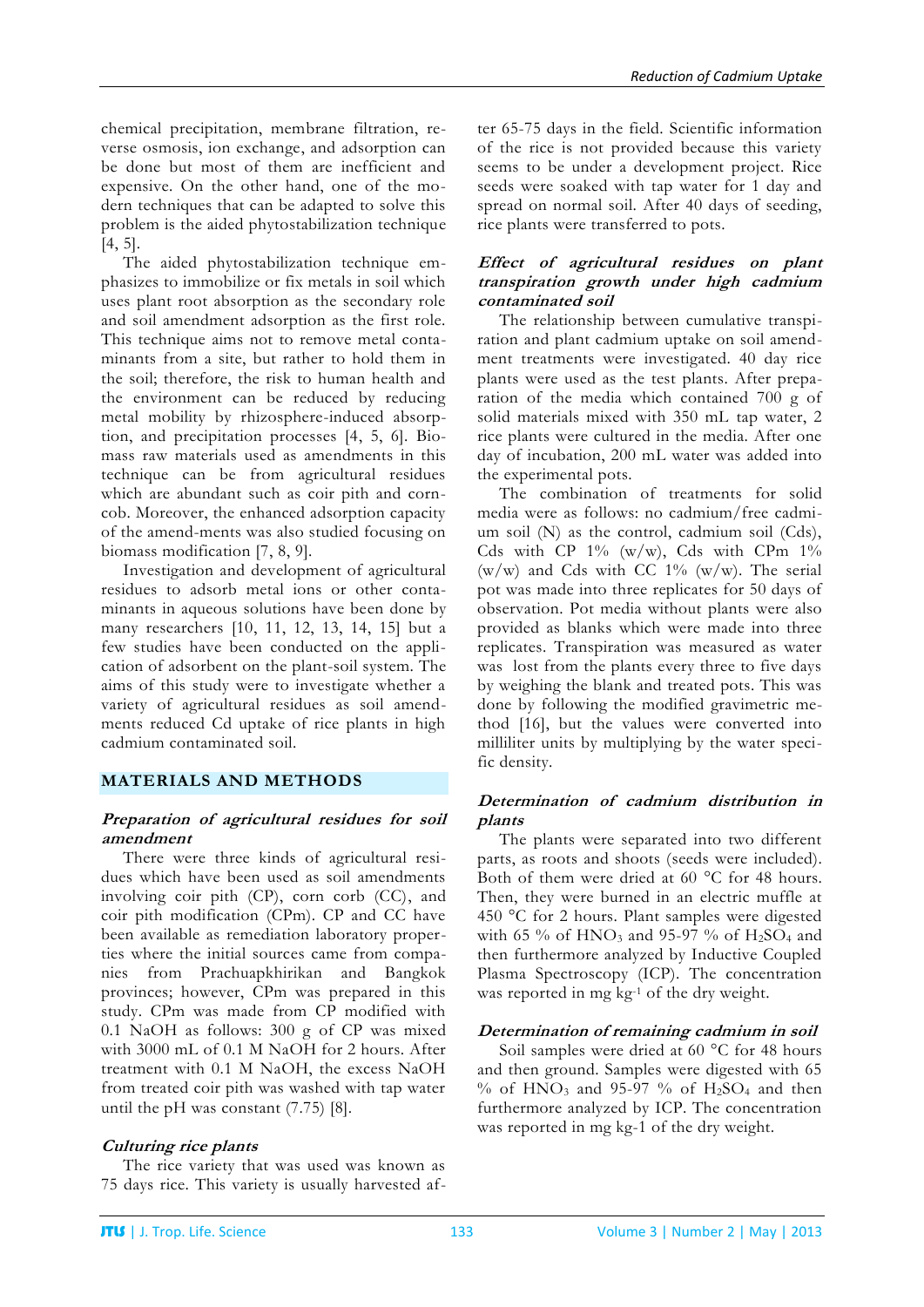chemical precipitation, membrane filtration, reverse osmosis, ion exchange, and adsorption can be done but most of them are inefficient and expensive. On the other hand, one of the modern techniques that can be adapted to solve this problem is the aided phytostabilization technique [4, 5].

The aided phytostabilization technique emphasizes to immobilize or fix metals in soil which uses plant root absorption as the secondary role and soil amendment adsorption as the first role. This technique aims not to remove metal contaminants from a site, but rather to hold them in the soil; therefore, the risk to human health and the environment can be reduced by reducing metal mobility by rhizosphere-induced absorption, and precipitation processes [4, 5, 6]. Biomass raw materials used as amendments in this technique can be from agricultural residues which are abundant such as coir pith and corncob. Moreover, the enhanced adsorption capacity of the amend-ments was also studied focusing on biomass modification [7, 8, 9].

Investigation and development of agricultural residues to adsorb metal ions or other contaminants in aqueous solutions have been done by many researchers [10, 11, 12, 13, 14, 15] but a few studies have been conducted on the application of adsorbent on the plant-soil system. The aims of this study were to investigate whether a variety of agricultural residues as soil amendments reduced Cd uptake of rice plants in high cadmium contaminated soil.

## MATERIALS AND METHODS

### *Preparation of agricultural residues for soil amendment*

There were three kinds of agricultural residues which have been used as soil amendments involving coir pith (CP), corn corb (CC), and coir pith modification (CPm). CP and CC have been available as remediation laboratory properties where the initial sources came from companies from Prachuapkhirikan and Bangkok provinces; however, CPm was prepared in this study. CPm was made from CP modified with 0.1 NaOH as follows: 300 g of CP was mixed with 3000 mL of 0.1 M NaOH for 2 hours. After treatment with 0.1 M NaOH, the excess NaOH from treated coir pith was washed with tap water until the pH was constant (7.75) [8].

### *Culturing rice plants*

The rice variety that was used was known as 75 days rice. This variety is usually harvested after 65-75 days in the field. Scientific information of the rice is not provided because this variety seems to be under a development project. Rice seeds were soaked with tap water for 1 day and spread on normal soil. After 40 days of seeding, rice plants were transferred to pots.

### *Effect of agricultural residues on plant transpiration growth under high cadmium contaminated soil*

The relationship between cumulative transpiration and plant cadmium uptake on soil amendment treatments were investigated. 40 day rice plants were used as the test plants. After preparation of the media which contained 700 g of solid materials mixed with 350 mL tap water, 2 rice plants were cultured in the media. After one day of incubation, 200 mL water was added into the experimental pots.

The combination of treatments for solid media were as follows: no cadmium/free cadmium soil (N) as the control, cadmium soil (Cds), Cds with CP 1% (w/w), Cds with CPm 1% (w/w) and Cds with CC 1% (w/w). The serial pot was made into three replicates for 50 days of observation. Pot media without plants were also provided as blanks which were made into three replicates. Transpiration was measured as water was lost from the plants every three to five days by weighing the blank and treated pots. This was done by following the modified gravimetric method [16], but the values were converted into milliliter units by multiplying by the water specific density.

### *Determination of cadmium distribution in plants*

The plants were separated into two different parts, as roots and shoots (seeds were included). Both of them were dried at 60 °C for 48 hours. Then, they were burned in an electric muffle at 450 °C for 2 hours. Plant samples were digested with 65 % of $HNO_3$ and 95-97 % of $H_2SO_4$ and then furthermore analyzed by Inductive Coupled Plasma Spectroscopy (ICP). The concentration was reported in mg $kg^{-1}$ of the dry weight.

### *Determination of remaining cadmium in soil*

Soil samples were dried at 60 °C for 48 hours and then ground. Samples were digested with 65 % of $HNO_3$ and 95-97 % of $H_2SO_4$ and then furthermore analyzed by ICP. The concentration was reported in mg kg-1 of the dry weight.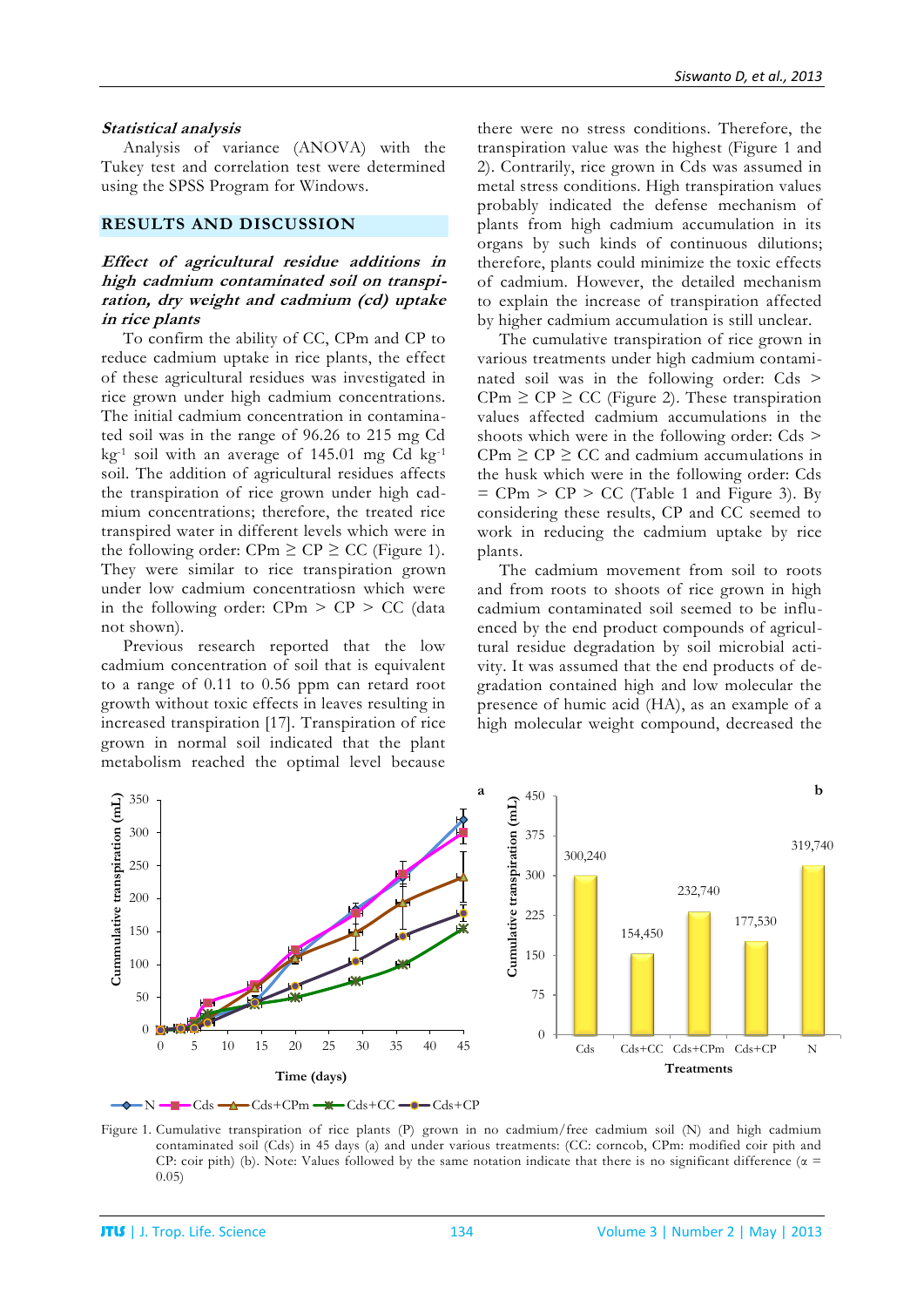### Statistical analysis

Analysis of variance (ANOVA) with the Tukey test and correlation test were determined using the SPSS Program for Windows.

## RESULTS AND DISCUSSION

### Effect of agricultural residue additions in high cadmium contaminated soil on transpiration, dry weight and cadmium (cd) uptake in rice plants

To confirm the ability of CC, CPm and CP to reduce cadmium uptake in rice plants, the effect of these agricultural residues was investigated in rice grown under high cadmium concentrations. The initial cadmium concentration in contaminated soil was in the range of 96.26 to 215 mg Cd $kg^{-1}$ soil with an average of 145.01 mg Cd $kg^{-1}$ soil. The addition of agricultural residues affects the transpiration of rice grown under high cadmium concentrations; therefore, the treated rice transpired water in different levels which were in the following order: CPm ≥ CP ≥ CC (Figure 1). They were similar to rice transpiration grown under low cadmium concentratiosn which were in the following order: CPm > CP > CC (data not shown).

Previous research reported that the low cadmium concentration of soil that is equivalent to a range of 0.11 to 0.56 ppm can retard root growth without toxic effects in leaves resulting in increased transpiration [17]. Transpiration of rice grown in normal soil indicated that the plant metabolism reached the optimal level because there were no stress conditions. Therefore, the transpiration value was the highest (Figure 1 and 2). Contrarily, rice grown in Cds was assumed in metal stress conditions. High transpiration values probably indicated the defense mechanism of plants from high cadmium accumulation in its organs by such kinds of continuous dilutions; therefore, plants could minimize the toxic effects of cadmium. However, the detailed mechanism to explain the increase of transpiration affected by higher cadmium accumulation is still unclear.

The cumulative transpiration of rice grown in various treatments under high cadmium contaminated soil was in the following order: Cds > CPm ≥ CP ≥ CC (Figure 2). These transpiration values affected cadmium accumulations in the shoots which were in the following order: Cds > CPm ≥ CP ≥ CC and cadmium accumulations in the husk which were in the following order: Cds = CPm > CP > CC (Table 1 and Figure 3). By considering these results, CP and CC seemed to work in reducing the cadmium uptake by rice plants.

The cadmium movement from soil to roots and from roots to shoots of rice grown in high cadmium contaminated soil seemed to be influenced by the end product compounds of agricultural residue degradation by soil microbial activity. It was assumed that the end products of degradation contained high and low molecular the presence of humic acid (HA), as an example of a high molecular weight compound, decreased the

Figure 1. Cumulative transpiration of rice plants (P) grown in no cadmium/free cadmium soil (N) and high cadmium contaminated soil (Cds) in 45 days (a) and under various treatments: (CC: corncob, CPm: modified coir pith and CP: coir pith) (b). Note: Values followed by the same notation indicate that there is no significant difference (α = 0.05)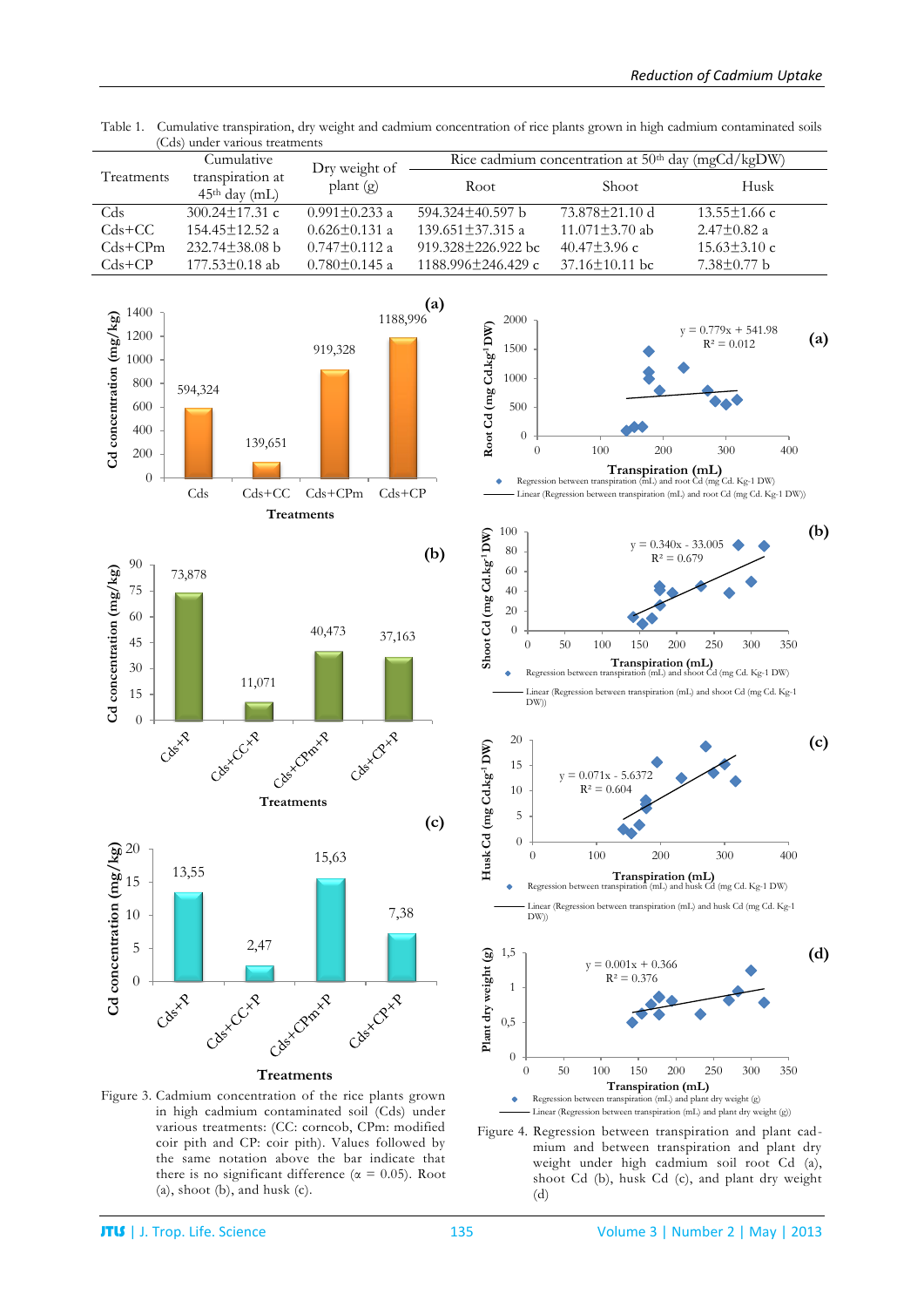Table 1. Cumulative transpiration, dry weight and cadmium concentration of rice plants grown in high cadmium contaminated soils (Cds) under various treatments

| Treatments | Cumulative transpiration at 45th day (mL) | Dry weight of plant (g) | Rice cadmium concentration at 50th day (mgCd/kgDW) | | |
|---|---|---|---|---|---|
| | | | Root | Shoot | Husk |
| Cds | 300.24±17.31 c | 0.991±0.233 a | 594.324±40.597 b | 73.878±21.10 d | 13.55±1.66 c |
| Cds+CC | 154.45±12.52 a | 0.626±0.131 a | 139.651±37.315 a | 11.071±3.70 ab | 2.47±0.82 a |
| Cds+CPm | 232.74±38.08 b | 0.747±0.112 a | 919.328±226.922 bc | 40.47±3.96 c | 15.63±3.10 c |
| Cds+CP | 177.53±0.18 ab | 0.780±0.145 a | 1188.996±246.429 c | 37.16±10.11 bc | 7.38±0.77 b |

Figure 3. Cadmium concentration of the rice plants grown in high cadmium contaminated soil (Cds) under various treatments: (CC: corncob, CPm: modified coir pith and CP: coir pith). Values followed by the same notation above the bar indicate that there is no significant difference (α = 0.05). Root (a), shoot (b), and husk (c).

Figure 4. Regression between transpiration and plant cadmium and between transpiration and plant dry weight under high cadmium soil root Cd (a), shoot Cd (b), husk Cd (c), and plant dry weight (d)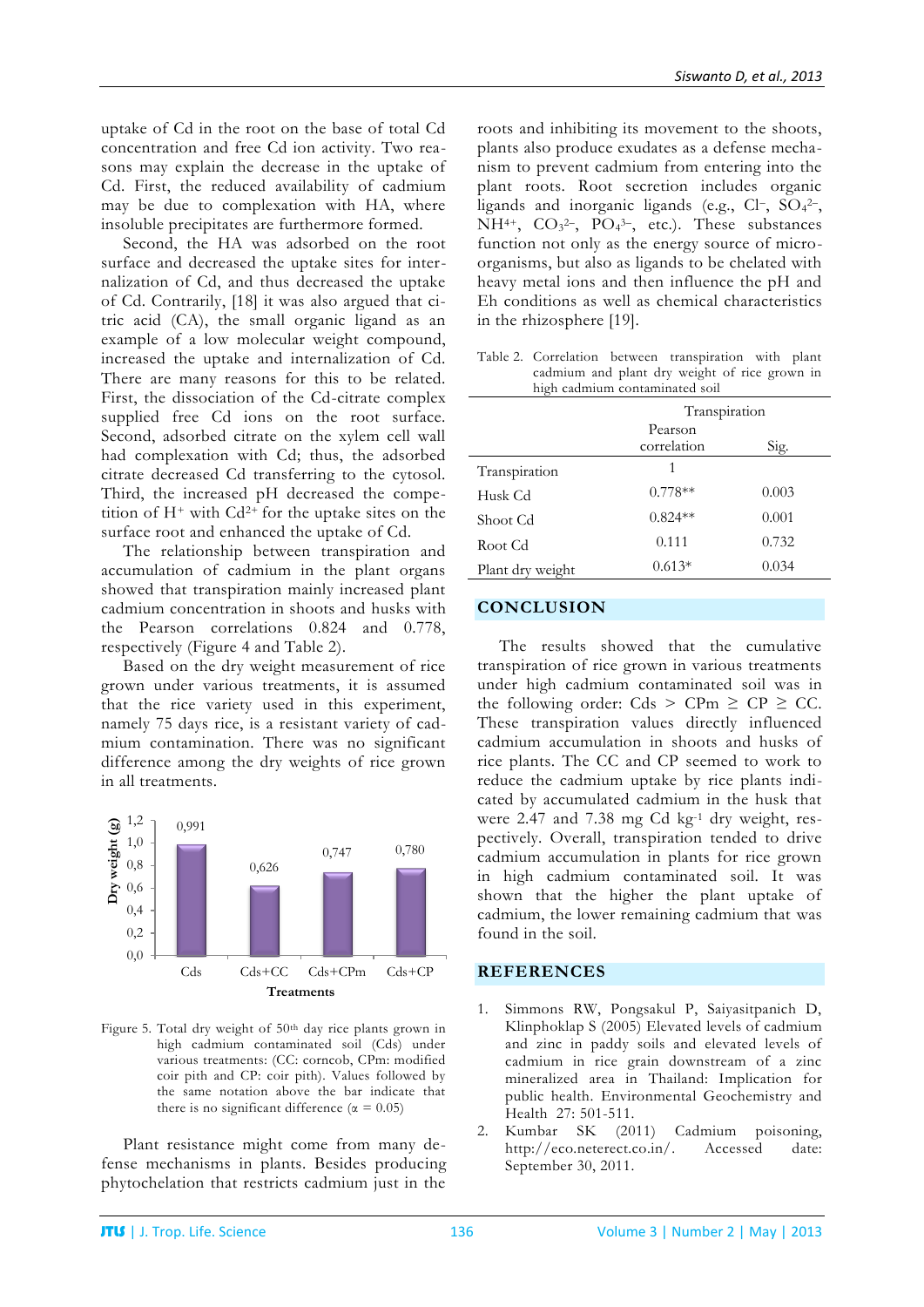uptake of Cd in the root on the base of total Cd concentration and free Cd ion activity. Two reasons may explain the decrease in the uptake of Cd. First, the reduced availability of cadmium may be due to complexation with HA, where insoluble precipitates are furthermore formed.

Second, the HA was adsorbed on the root surface and decreased the uptake sites for internalization of Cd, and thus decreased the uptake of Cd. Contrarily, [18] it was also argued that citric acid (CA), the small organic ligand as an example of a low molecular weight compound, increased the uptake and internalization of Cd. There are many reasons for this to be related. First, the dissociation of the Cd-citrate complex supplied free Cd ions on the root surface. Second, adsorbed citrate on the xylem cell wall had complexation with Cd; thus, the adsorbed citrate decreased Cd transferring to the cytosol. Third, the increased pH decreased the competition of $H^+$ with $Cd^{2+}$ for the uptake sites on the surface root and enhanced the uptake of Cd.

The relationship between transpiration and accumulation of cadmium in the plant organs showed that transpiration mainly increased plant cadmium concentration in shoots and husks with the Pearson correlations 0.824 and 0.778, respectively (Figure 4 and Table 2).

Based on the dry weight measurement of rice grown under various treatments, it is assumed that the rice variety used in this experiment, namely 75 days rice, is a resistant variety of cadmium contamination. There was no significant difference among the dry weights of rice grown in all treatments.

| Treatments | Dry weight (g) |
|---|---|
| Cds | 0,991 |
| Cds+CC | 0,626 |
| Cds+CPm | 0,747 |
| Cds+CP | 0,780 |

Figure 5. Total dry weight of 50th day rice plants grown in high cadmium contaminated soil (Cds) under various treatments: (CC: corncob, CPm: modified coir pith and CP: coir pith). Values followed by the same notation above the bar indicate that there is no significant difference ($\alpha$ = 0.05)

Plant resistance might come from many defense mechanisms in plants. Besides producing phytochelation that restricts cadmium just in the roots and inhibiting its movement to the shoots, plants also produce exudates as a defense mechanism to prevent cadmium from entering into the plant roots. Root secretion includes organic ligands and inorganic ligands (e.g., $Cl^-$, $SO_4^{2-}$, $NH^{4+}$, $CO_3^{2-}$, $PO_4^{3-}$, etc.). These substances function not only as the energy source of microorganisms, but also as ligands to be chelated with heavy metal ions and then influence the pH and Eh conditions as well as chemical characteristics in the rhizosphere [19].

Table 2. Correlation between transpiration with plant cadmium and plant dry weight of rice grown in high cadmium contaminated soil

| | Transpiration | |
|---|---|---|
| | Pearson correlation | Sig. |
| Transpiration | 1 | |
| Husk Cd | 0.778** | 0.003 |
| Shoot Cd | 0.824** | 0.001 |
| Root Cd | 0.111 | 0.732 |
| Plant dry weight | 0.613* | 0.034 |

## CONCLUSION

The results showed that the cumulative transpiration of rice grown in various treatments under high cadmium contaminated soil was in the following order: Cds > CPm ≥ CP ≥ CC. These transpiration values directly influenced cadmium accumulation in shoots and husks of rice plants. The CC and CP seemed to work to reduce the cadmium uptake by rice plants indicated by accumulated cadmium in the husk that were 2.47 and 7.38 mg Cd $kg^{-1}$ dry weight, respectively. Overall, transpiration tended to drive cadmium accumulation in plants for rice grown in high cadmium contaminated soil. It was shown that the higher the plant uptake of cadmium, the lower remaining cadmium that was found in the soil.

## REFERENCES

1. Simmons RW, Pongsakul P, Saiyasitpanich D, Klinphoklap S (2005) Elevated levels of cadmium and zinc in paddy soils and elevated levels of cadmium in rice grain downstream of a zinc mineralized area in Thailand: Implication for public health. Environmental Geochemistry and Health 27: 501-511.
2. Kumbar SK (2011) Cadmium poisoning, http://eco.neterect.co.in/. Accessed date: September 30, 2011.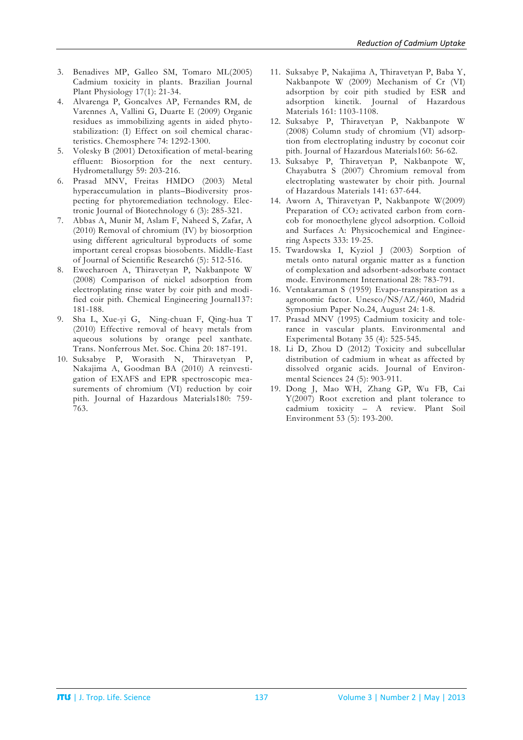3. Benadives MP, Galleo SM, Tomaro ML(2005) Cadmium toxicity in plants. Brazilian Journal Plant Physiology 17(1): 21-34.
4. Alvarenga P, Goncalves AP, Fernandes RM, de Varennes A, Vallini G, Duarte E (2009) Organic residues as immobilizing agents in aided phyto-stabilization: (I) Effect on soil chemical characteristics. Chemosphere 74: 1292-1300.
5. Volesky B (2001) Detoxification of metal-bearing effluent: Biosorption for the next century. Hydrometallurgy 59: 203-216.
6. Prasad MNV, Freitas HMDO (2003) Metal hyperaccumulation in plants–Biodiversity prospecting for phytoremediation technology. Electronic Journal of Biotechnology 6 (3): 285-321.
7. Abbas A, Munir M, Aslam F, Naheed S, Zafar, A (2010) Removal of chromium (IV) by biosorption using different agricultural byproducts of some important cereal cropsas biosobents. Middle-East of Journal of Scientific Research6 (5): 512-516.
8. Ewecharoen A, Thiravetyan P, Nakbanpote W (2008) Comparison of nickel adsorption from electroplating rinse water by coir pith and modified coir pith. Chemical Engineering Journal137: 181-188.
9. Sha L, Xue-yi G, Ning-chuan F, Qing-hua T (2010) Effective removal of heavy metals from aqueous solutions by orange peel xanthate. Trans. Nonferrous Met. Soc. China 20: 187-191.
10. Suksabye P, Worasith N, Thiravetyan P, Nakajima A, Goodman BA (2010) A reinvestigation of EXAFS and EPR spectroscopic measurements of chromium (VI) reduction by coir pith. Journal of Hazardous Materials180: 759-763.
11. Suksabye P, Nakajima A, Thiravetyan P, Baba Y, Nakbanpote W (2009) Mechanism of Cr (VI) adsorption by coir pith studied by ESR and adsorption kinetik. Journal of Hazardous Materials 161: 1103-1108.
12. Suksabye P, Thiravetyan P, Nakbanpote W (2008) Column study of chromium (VI) adsorption from electroplating industry by coconut coir pith. Journal of Hazardous Materials160: 56-62.
13. Suksabye P, Thiravetyan P, Nakbanpote W, Chayabutra S (2007) Chromium removal from electroplating wastewater by choir pith. Journal of Hazardous Materials 141: 637-644.
14. Aworn A, Thiravetyan P, Nakbanpote W(2009) Preparation of $CO_2$ activated carbon from corncob for monoethylene glycol adsorption. Colloid and Surfaces A: Physicochemical and Engineering Aspects 333: 19-25.
15. Twardowska I, Kyziol J (2003) Sorption of metals onto natural organic matter as a function of complexation and adsorbent-adsorbate contact mode. Environment International 28: 783-791.
16. Ventakaraman S (1959) Evapo-transpiration as a agronomic factor. Unesco/NS/AZ/460, Madrid Symposium Paper No.24, August 24: 1-8.
17. Prasad MNV (1995) Cadmium toxicity and tolerance in vascular plants. Environmental and Experimental Botany 35 (4): 525-545.
18. Li D, Zhou D (2012) Toxicity and subcellular distribution of cadmium in wheat as affected by dissolved organic acids. Journal of Environmental Sciences 24 (5): 903-911.
19. Dong J, Mao WH, Zhang GP, Wu FB, Cai Y(2007) Root excretion and plant tolerance to cadmium toxicity – A review. Plant Soil Environment 53 (5): 193-200.